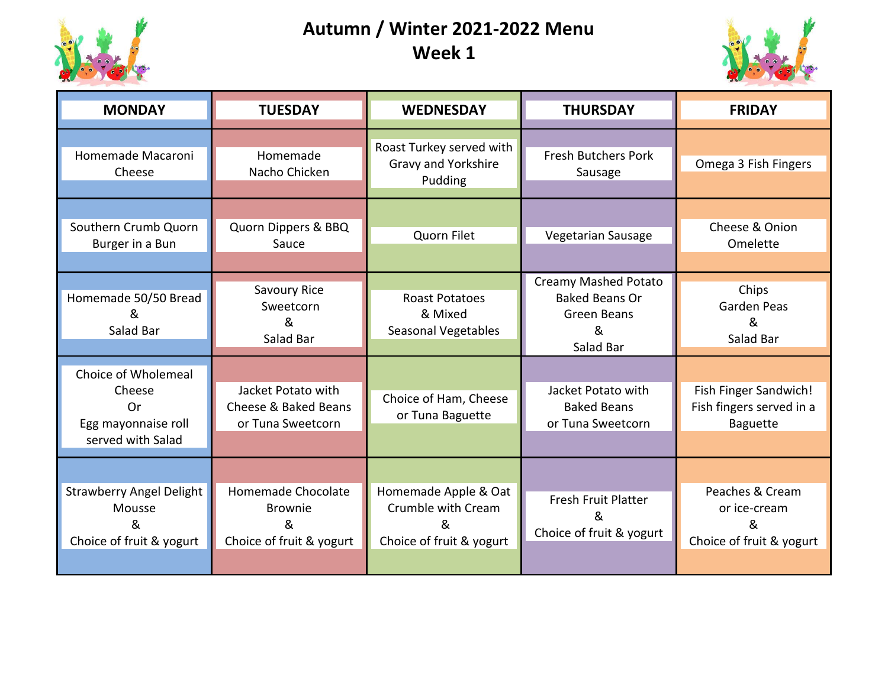# Autumn / Winter 2021-2022 Menu
## Week 1

| MONDAY | TUESDAY | WEDNESDAY | THURSDAY | FRIDAY |
|---|---|---|---|---|
| Homemade Macaroni Cheese | Homemade Nacho Chicken | Roast Turkey served with Gravy and Yorkshire Pudding | Fresh Butchers Pork Sausage | Omega 3 Fish Fingers |
| Southern Crumb Quorn Burger in a Bun | Quorn Dippers & BBQ Sauce | Quorn Filet | Vegetarian Sausage | Cheese & Onion Omelette |
| Homemade 50/50 Bread & Salad Bar | Savoury Rice Sweetcorn & Salad Bar | Roast Potatoes & Mixed Seasonal Vegetables | Creamy Mashed Potato Baked Beans Or Green Beans & Salad Bar | Chips Garden Peas & Salad Bar |
| Choice of Wholemeal Cheese Or Egg mayonnaise roll served with Salad | Jacket Potato with Cheese & Baked Beans or Tuna Sweetcorn | Choice of Ham, Cheese or Tuna Baguette | Jacket Potato with Baked Beans or Tuna Sweetcorn | Fish Finger Sandwich! Fish fingers served in a Baguette |
| Strawberry Angel Delight Mousse & Choice of fruit & yogurt | Homemade Chocolate Brownie & Choice of fruit & yogurt | Homemade Apple & Oat Crumble with Cream & Choice of fruit & yogurt | Fresh Fruit Platter & Choice of fruit & yogurt | Peaches & Cream or ice-cream & Choice of fruit & yogurt |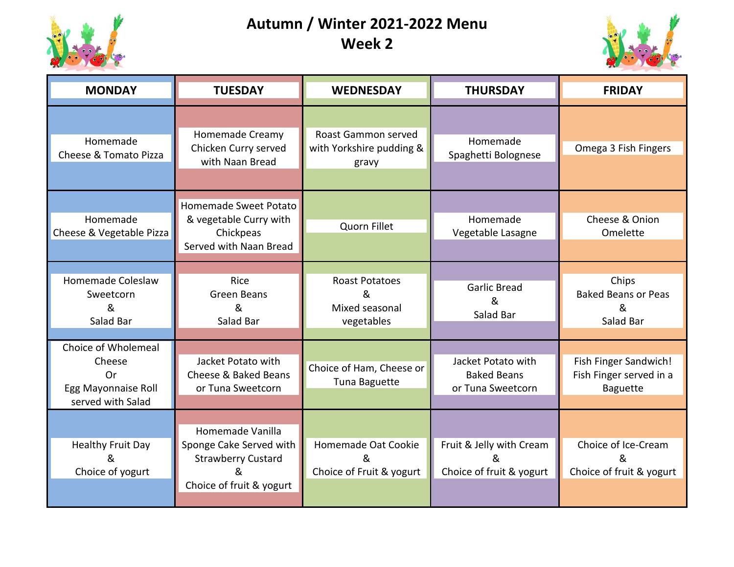# Autumn / Winter 2021-2022 Menu
## Week 2

| MONDAY | TUESDAY | WEDNESDAY | THURSDAY | FRIDAY |
|---|---|---|---|---|
| Homemade Cheese & Tomato Pizza | Homemade Creamy Chicken Curry served with Naan Bread | Roast Gammon served with Yorkshire pudding & gravy | Homemade Spaghetti Bolognese | Omega 3 Fish Fingers |
| Homemade Cheese & Vegetable Pizza | Homemade Sweet Potato & vegetable Curry with Chickpeas Served with Naan Bread | Quorn Fillet | Homemade Vegetable Lasagne | Cheese & Onion Omelette |
| Homemade Coleslaw Sweetcorn & Salad Bar | Rice Green Beans & Salad Bar | Roast Potatoes & Mixed seasonal vegetables | Garlic Bread & Salad Bar | Chips Baked Beans or Peas & Salad Bar |
| Choice of Wholemeal Cheese Or Egg Mayonnaise Roll served with Salad | Jacket Potato with Cheese & Baked Beans or Tuna Sweetcorn | Choice of Ham, Cheese or Tuna Baguette | Jacket Potato with Baked Beans or Tuna Sweetcorn | Fish Finger Sandwich! Fish Finger served in a Baguette |
| Healthy Fruit Day & Choice of yogurt | Homemade Vanilla Sponge Cake Served with Strawberry Custard & Choice of fruit & yogurt | Homemade Oat Cookie & Choice of Fruit & yogurt | Fruit & Jelly with Cream & Choice of fruit & yogurt | Choice of Ice-Cream & Choice of fruit & yogurt |